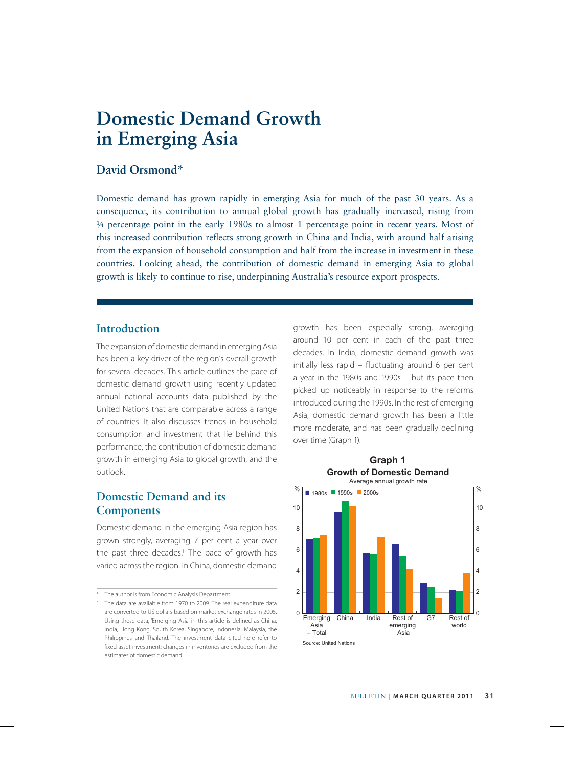# Domestic Demand Growth in Emerging Asia

## David Orsmond*

Domestic demand has grown rapidly in emerging Asia for much of the past 30 years. As a consequence, its contribution to annual global growth has gradually increased, rising from ¼ percentage point in the early 1980s to almost 1 percentage point in recent years. Most of this increased contribution reflects strong growth in China and India, with around half arising from the expansion of household consumption and half from the increase in investment in these countries. Looking ahead, the contribution of domestic demand in emerging Asia to global growth is likely to continue to rise, underpinning Australia's resource export prospects.

## Introduction

The expansion of domestic demand in emerging Asia has been a key driver of the region's overall growth for several decades. This article outlines the pace of domestic demand growth using recently updated annual national accounts data published by the United Nations that are comparable across a range of countries. It also discusses trends in household consumption and investment that lie behind this performance, the contribution of domestic demand growth in emerging Asia to global growth, and the outlook.

## Domestic Demand and its Components

Domestic demand in the emerging Asia region has grown strongly, averaging 7 per cent a year over the past three decades.[1] The pace of growth has varied across the region. In China, domestic demand growth has been especially strong, averaging around 10 per cent in each of the past three decades. In India, domestic demand growth was initially less rapid – fluctuating around 6 per cent a year in the 1980s and 1990s – but its pace then picked up noticeably in response to the reforms introduced during the 1990s. In the rest of emerging Asia, domestic demand growth has been a little more moderate, and has been gradually declining over time (Graph 1).

**Graph 1**
**Growth of Domestic Demand**
Average annual growth rate

Source: United Nations

\* The author is from Economic Analysis Department.

1 The data are available from 1970 to 2009. The real expenditure data are converted to US dollars based on market exchange rates in 2005. Using these data, 'Emerging Asia' in this article is defined as China, India, Hong Kong, South Korea, Singapore, Indonesia, Malaysia, the Philippines and Thailand. The investment data cited here refer to fixed asset investment; changes in inventories are excluded from the estimates of domestic demand.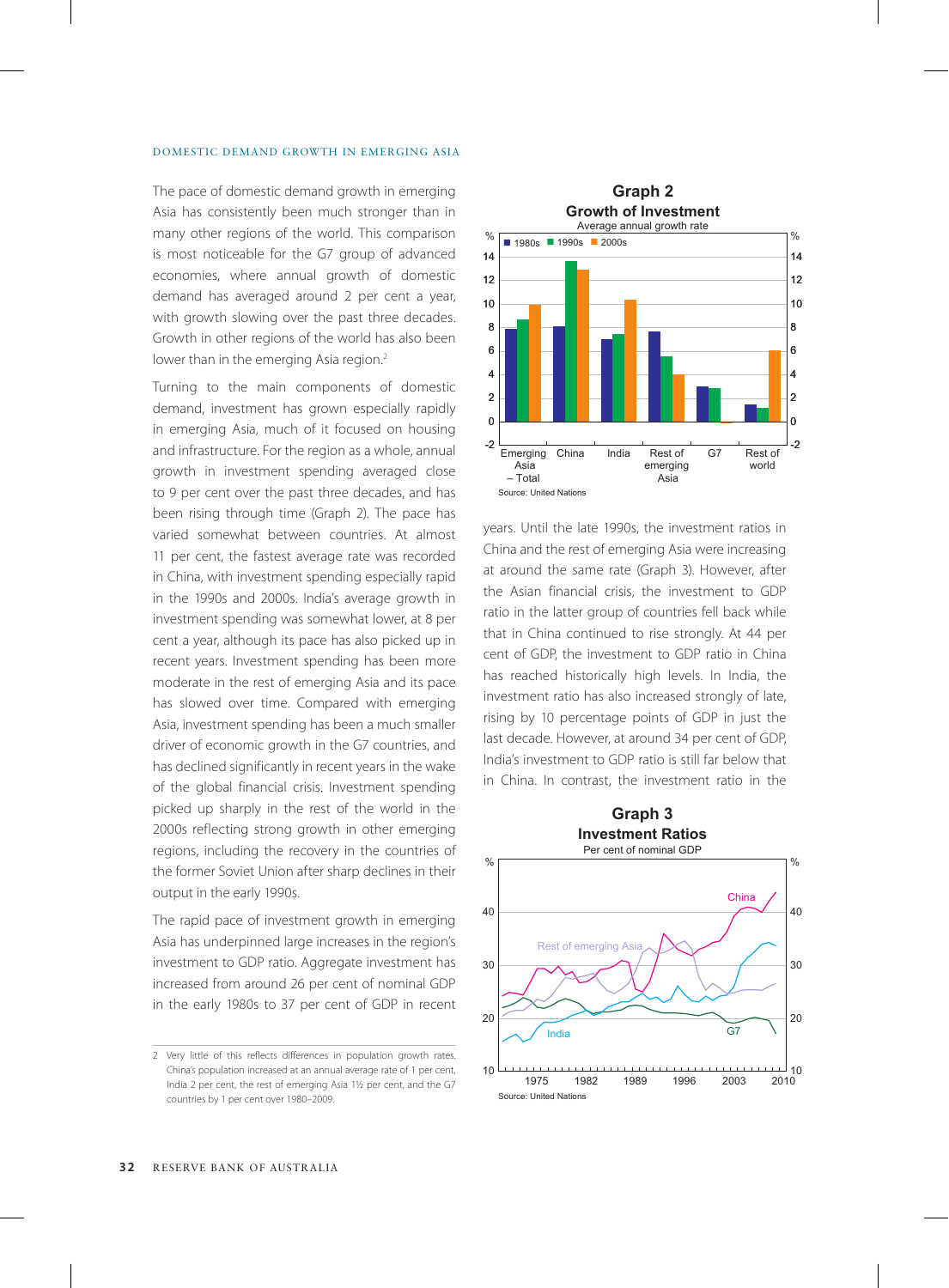The pace of domestic demand growth in emerging Asia has consistently been much stronger than in many other regions of the world. This comparison is most noticeable for the G7 group of advanced economies, where annual growth of domestic demand has averaged around 2 per cent a year, with growth slowing over the past three decades. Growth in other regions of the world has also been lower than in the emerging Asia region.[2]

Turning to the main components of domestic demand, investment has grown especially rapidly in emerging Asia, much of it focused on housing and infrastructure. For the region as a whole, annual growth in investment spending averaged close to 9 per cent over the past three decades, and has been rising through time (Graph 2). The pace has varied somewhat between countries. At almost 11 per cent, the fastest average rate was recorded in China, with investment spending especially rapid in the 1990s and 2000s. India's average growth in investment spending was somewhat lower, at 8 per cent a year, although its pace has also picked up in recent years. Investment spending has been more moderate in the rest of emerging Asia and its pace has slowed over time. Compared with emerging Asia, investment spending has been a much smaller driver of economic growth in the G7 countries, and has declined significantly in recent years in the wake of the global financial crisis. Investment spending picked up sharply in the rest of the world in the 2000s reflecting strong growth in other emerging regions, including the recovery in the countries of the former Soviet Union after sharp declines in their output in the early 1990s.

The rapid pace of investment growth in emerging Asia has underpinned large increases in the region's investment to GDP ratio. Aggregate investment has increased from around 26 per cent of nominal GDP in the early 1980s to 37 per cent of GDP in recent years. Until the late 1990s, the investment ratios in China and the rest of emerging Asia were increasing at around the same rate (Graph 3). However, after the Asian financial crisis, the investment to GDP ratio in the latter group of countries fell back while that in China continued to rise strongly. At 44 per cent of GDP, the investment to GDP ratio in China has reached historically high levels. In India, the investment ratio has also increased strongly of late, rising by 10 percentage points of GDP in just the last decade. However, at around 34 per cent of GDP, India's investment to GDP ratio is still far below that in China. In contrast, the investment ratio in the

**Graph 2**
**Growth of Investment**
Average annual growth rate

Source: United Nations

**Graph 3**
**Investment Ratios**
Per cent of nominal GDP

Source: United Nations

2 Very little of this reflects differences in population growth rates. China's population increased at an annual average rate of 1 per cent, India 2 per cent, the rest of emerging Asia 1½ per cent, and the G7 countries by 1 per cent over 1980–2009.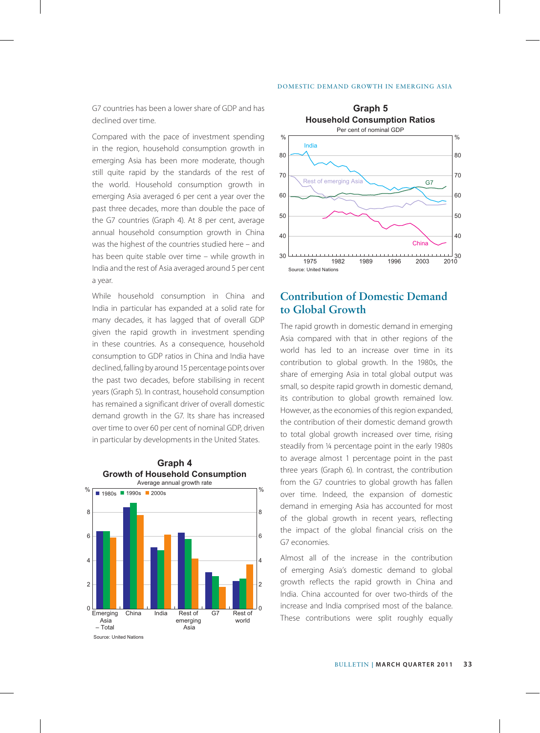G7 countries has been a lower share of GDP and has declined over time.

Compared with the pace of investment spending in the region, household consumption growth in emerging Asia has been more moderate, though still quite rapid by the standards of the rest of the world. Household consumption growth in emerging Asia averaged 6 per cent a year over the past three decades, more than double the pace of the G7 countries (Graph 4). At 8 per cent, average annual household consumption growth in China was the highest of the countries studied here – and has been quite stable over time – while growth in India and the rest of Asia averaged around 5 per cent a year.

While household consumption in China and India in particular has expanded at a solid rate for many decades, it has lagged that of overall GDP given the rapid growth in investment spending in these countries. As a consequence, household consumption to GDP ratios in China and India have declined, falling by around 15 percentage points over the past two decades, before stabilising in recent years (Graph 5). In contrast, household consumption has remained a significant driver of overall domestic demand growth in the G7. Its share has increased over time to over 60 per cent of nominal GDP, driven in particular by developments in the United States.

**Graph 4**
**Growth of Household Consumption**
Average annual growth rate

Source: United Nations

**Graph 5**
**Household Consumption Ratios**
Per cent of nominal GDP

Source: United Nations

## Contribution of Domestic Demand to Global Growth

The rapid growth in domestic demand in emerging Asia compared with that in other regions of the world has led to an increase over time in its contribution to global growth. In the 1980s, the share of emerging Asia in total global output was small, so despite rapid growth in domestic demand, its contribution to global growth remained low. However, as the economies of this region expanded, the contribution of their domestic demand growth to total global growth increased over time, rising steadily from ¼ percentage point in the early 1980s to average almost 1 percentage point in the past three years (Graph 6). In contrast, the contribution from the G7 countries to global growth has fallen over time. Indeed, the expansion of domestic demand in emerging Asia has accounted for most of the global growth in recent years, reflecting the impact of the global financial crisis on the G7 economies.

Almost all of the increase in the contribution of emerging Asia's domestic demand to global growth reflects the rapid growth in China and India. China accounted for over two-thirds of the increase and India comprised most of the balance. These contributions were split roughly equally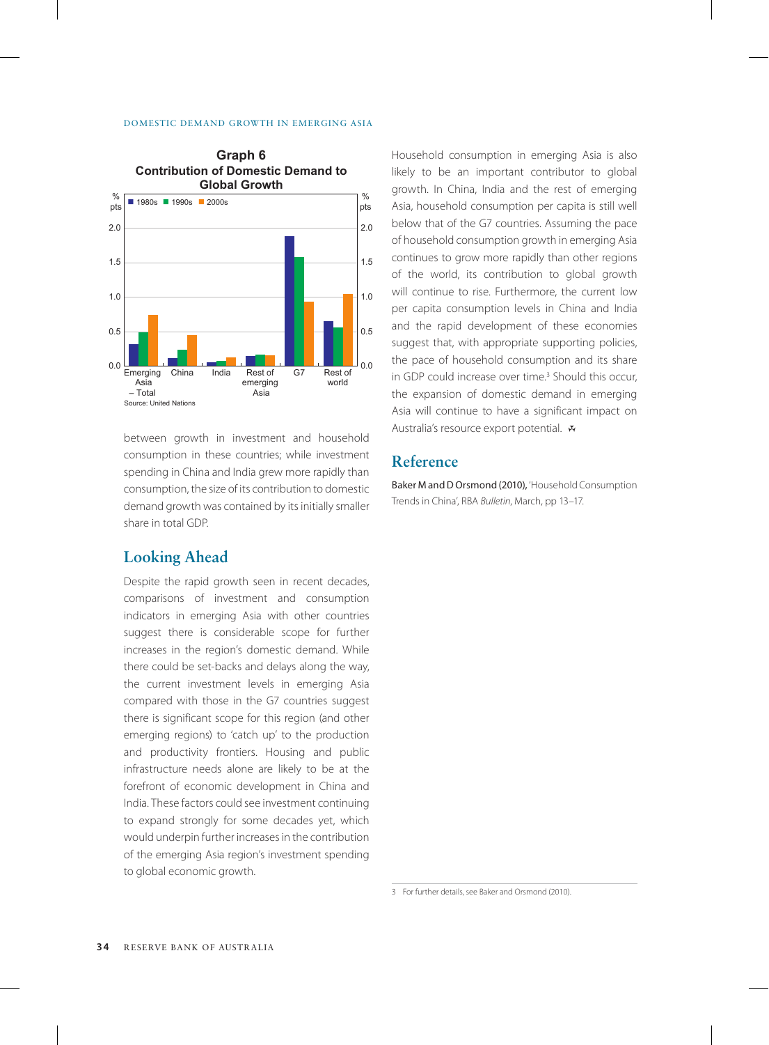**Graph 6**
**Contribution of Domestic Demand to Global Growth**

% pts

■ 1980s ■ 1990s ■ 2000s

2.0
1.5
1.0
0.5
0.0

Emerging Asia – Total
China
India
Rest of emerging Asia
G7
Rest of world

Source: United Nations

between growth in investment and household consumption in these countries; while investment spending in China and India grew more rapidly than consumption, the size of its contribution to domestic demand growth was contained by its initially smaller share in total GDP.

## Looking Ahead

Despite the rapid growth seen in recent decades, comparisons of investment and consumption indicators in emerging Asia with other countries suggest there is considerable scope for further increases in the region's domestic demand. While there could be set-backs and delays along the way, the current investment levels in emerging Asia compared with those in the G7 countries suggest there is significant scope for this region (and other emerging regions) to 'catch up' to the production and productivity frontiers. Housing and public infrastructure needs alone are likely to be at the forefront of economic development in China and India. These factors could see investment continuing to expand strongly for some decades yet, which would underpin further increases in the contribution of the emerging Asia region's investment spending to global economic growth.

Household consumption in emerging Asia is also likely to be an important contributor to global growth. In China, India and the rest of emerging Asia, household consumption per capita is still well below that of the G7 countries. Assuming the pace of household consumption growth in emerging Asia continues to grow more rapidly than other regions of the world, its contribution to global growth will continue to rise. Furthermore, the current low per capita consumption levels in China and India and the rapid development of these economies suggest that, with appropriate supporting policies, the pace of household consumption and its share in GDP could increase over time.[3] Should this occur, the expansion of domestic demand in emerging Asia will continue to have a significant impact on Australia's resource export potential.

## Reference

Baker M and D Orsmond (2010), 'Household Consumption Trends in China', RBA *Bulletin*, March, pp 13–17.

---

3 For further details, see Baker and Orsmond (2010).